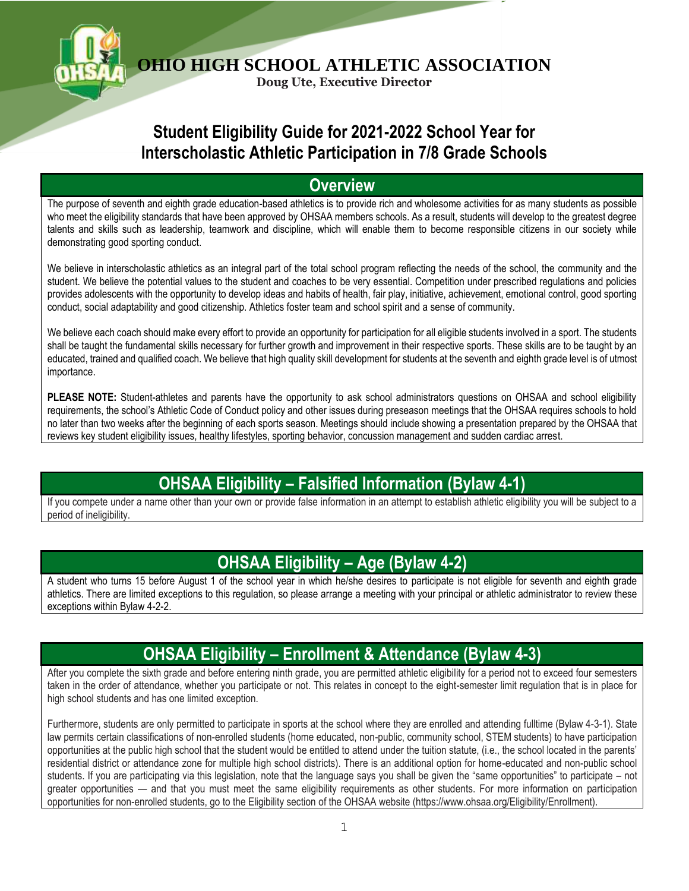# OHIO HIGH SCHOOL ATHLETIC ASSOCIATION

**Doug Ute, Executive Director**

# Student Eligibility Guide for 2021-2022 School Year for Interscholastic Athletic Participation in 7/8 Grade Schools

## Overview

The purpose of seventh and eighth grade education-based athletics is to provide rich and wholesome activities for as many students as possible who meet the eligibility standards that have been approved by OHSAA members schools. As a result, students will develop to the greatest degree talents and skills such as leadership, teamwork and discipline, which will enable them to become responsible citizens in our society while demonstrating good sporting conduct.

We believe in interscholastic athletics as an integral part of the total school program reflecting the needs of the school, the community and the student. We believe the potential values to the student and coaches to be very essential. Competition under prescribed regulations and policies provides adolescents with the opportunity to develop ideas and habits of health, fair play, initiative, achievement, emotional control, good sporting conduct, social adaptability and good citizenship. Athletics foster team and school spirit and a sense of community.

We believe each coach should make every effort to provide an opportunity for participation for all eligible students involved in a sport. The students shall be taught the fundamental skills necessary for further growth and improvement in their respective sports. These skills are to be taught by an educated, trained and qualified coach. We believe that high quality skill development for students at the seventh and eighth grade level is of utmost importance.

**PLEASE NOTE:** Student-athletes and parents have the opportunity to ask school administrators questions on OHSAA and school eligibility requirements, the school's Athletic Code of Conduct policy and other issues during preseason meetings that the OHSAA requires schools to hold no later than two weeks after the beginning of each sports season. Meetings should include showing a presentation prepared by the OHSAA that reviews key student eligibility issues, healthy lifestyles, sporting behavior, concussion management and sudden cardiac arrest.

## OHSAA Eligibility – Falsified Information (Bylaw 4-1)

If you compete under a name other than your own or provide false information in an attempt to establish athletic eligibility you will be subject to a period of ineligibility.

## OHSAA Eligibility – Age (Bylaw 4-2)

A student who turns 15 before August 1 of the school year in which he/she desires to participate is not eligible for seventh and eighth grade athletics. There are limited exceptions to this regulation, so please arrange a meeting with your principal or athletic administrator to review these exceptions within Bylaw 4-2-2.

## OHSAA Eligibility – Enrollment & Attendance (Bylaw 4-3)

After you complete the sixth grade and before entering ninth grade, you are permitted athletic eligibility for a period not to exceed four semesters taken in the order of attendance, whether you participate or not. This relates in concept to the eight-semester limit regulation that is in place for high school students and has one limited exception.

Furthermore, students are only permitted to participate in sports at the school where they are enrolled and attending fulltime (Bylaw 4-3-1). State law permits certain classifications of non-enrolled students (home educated, non-public, community school, STEM students) to have participation opportunities at the public high school that the student would be entitled to attend under the tuition statute, (i.e., the school located in the parents' residential district or attendance zone for multiple high school districts). There is an additional option for home-educated and non-public school students. If you are participating via this legislation, note that the language says you shall be given the "same opportunities" to participate – not greater opportunities — and that you must meet the same eligibility requirements as other students. For more information on participation opportunities for non-enrolled students, go to the Eligibility section of the OHSAA website (https://www.ohsaa.org/Eligibility/Enrollment).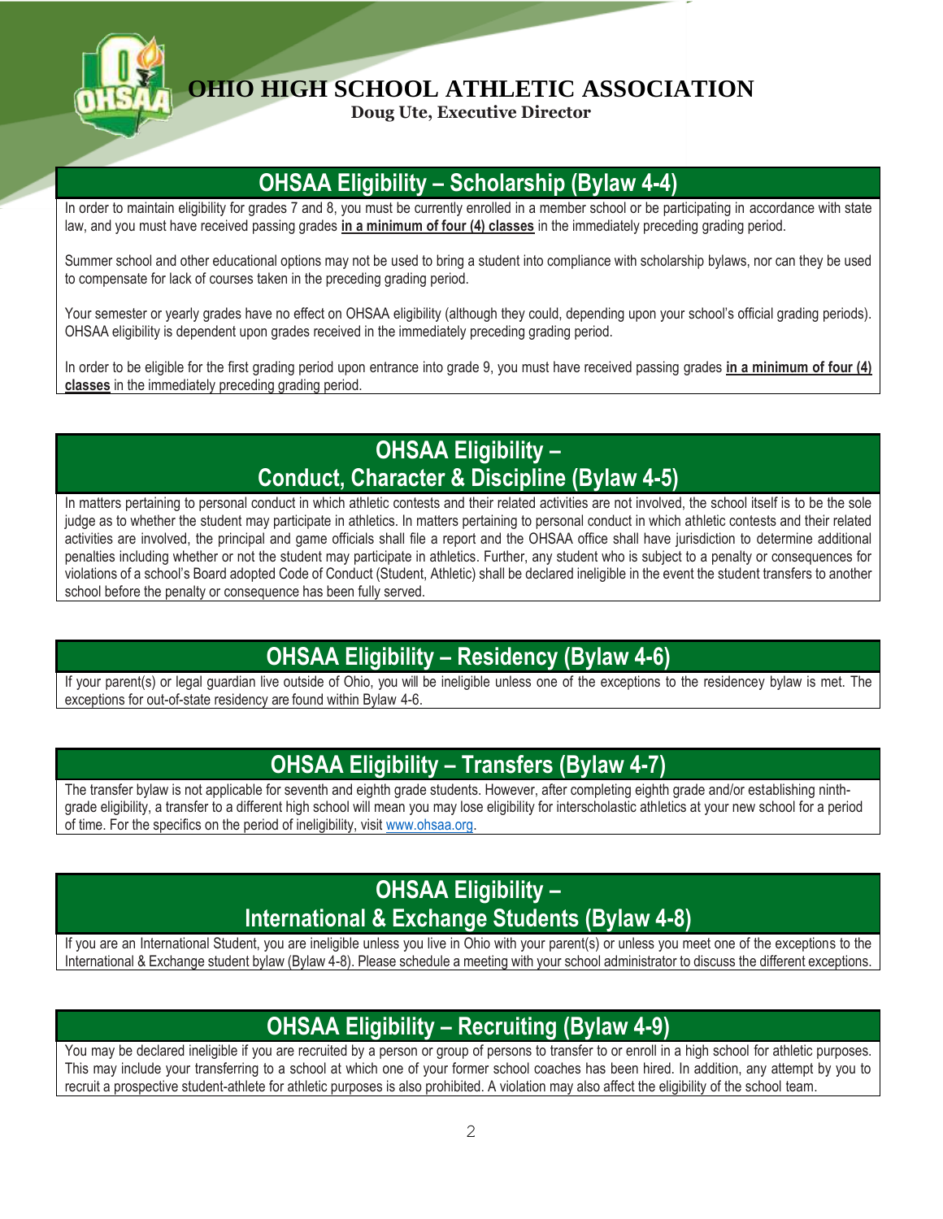# OHIO HIGH SCHOOL ATHLETIC ASSOCIATION

**Doug Ute, Executive Director**

## OHSAA Eligibility – Scholarship (Bylaw 4-4)

In order to maintain eligibility for grades 7 and 8, you must be currently enrolled in a member school or be participating in accordance with state law, and you must have received passing grades **in a minimum of four (4) classes** in the immediately preceding grading period.

Summer school and other educational options may not be used to bring a student into compliance with scholarship bylaws, nor can they be used to compensate for lack of courses taken in the preceding grading period.

Your semester or yearly grades have no effect on OHSAA eligibility (although they could, depending upon your school's official grading periods). OHSAA eligibility is dependent upon grades received in the immediately preceding grading period.

In order to be eligible for the first grading period upon entrance into grade 9, you must have received passing grades **in a minimum of four (4) classes** in the immediately preceding grading period.

## OHSAA Eligibility – Conduct, Character & Discipline (Bylaw 4-5)

In matters pertaining to personal conduct in which athletic contests and their related activities are not involved, the school itself is to be the sole judge as to whether the student may participate in athletics. In matters pertaining to personal conduct in which athletic contests and their related activities are involved, the principal and game officials shall file a report and the OHSAA office shall have jurisdiction to determine additional penalties including whether or not the student may participate in athletics. Further, any student who is subject to a penalty or consequences for violations of a school's Board adopted Code of Conduct (Student, Athletic) shall be declared ineligible in the event the student transfers to another school before the penalty or consequence has been fully served.

## OHSAA Eligibility – Residency (Bylaw 4-6)

If your parent(s) or legal guardian live outside of Ohio, you will be ineligible unless one of the exceptions to the residencey bylaw is met. The exceptions for out-of-state residency are found within Bylaw 4-6.

## OHSAA Eligibility – Transfers (Bylaw 4-7)

The transfer bylaw is not applicable for seventh and eighth grade students. However, after completing eighth grade and/or establishing ninth-grade eligibility, a transfer to a different high school will mean you may lose eligibility for interscholastic athletics at your new school for a period of time. For the specifics on the period of ineligibility, visit www.ohsaa.org.

## OHSAA Eligibility – International & Exchange Students (Bylaw 4-8)

If you are an International Student, you are ineligible unless you live in Ohio with your parent(s) or unless you meet one of the exceptions to the International & Exchange student bylaw (Bylaw 4-8). Please schedule a meeting with your school administrator to discuss the different exceptions.

## OHSAA Eligibility – Recruiting (Bylaw 4-9)

You may be declared ineligible if you are recruited by a person or group of persons to transfer to or enroll in a high school for athletic purposes. This may include your transferring to a school at which one of your former school coaches has been hired. In addition, any attempt by you to recruit a prospective student-athlete for athletic purposes is also prohibited. A violation may also affect the eligibility of the school team.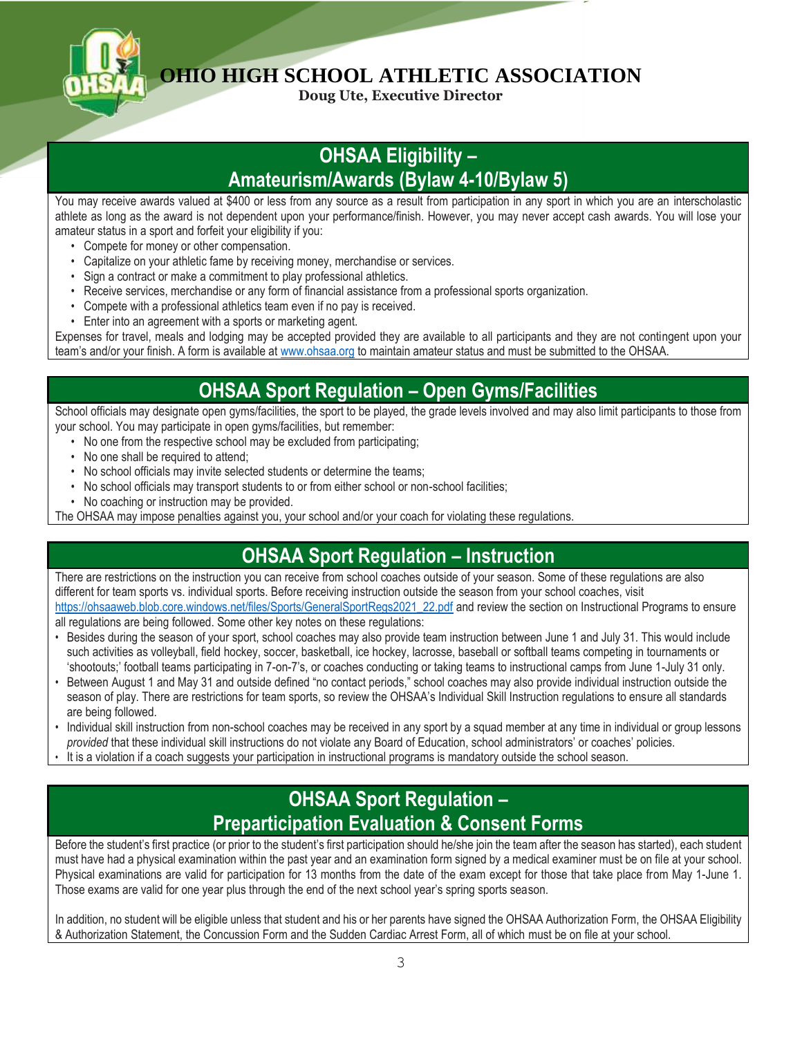# OHIO HIGH SCHOOL ATHLETIC ASSOCIATION

**Doug Ute, Executive Director**

## OHSAA Eligibility – Amateurism/Awards (Bylaw 4-10/Bylaw 5)

You may receive awards valued at $400 or less from any source as a result from participation in any sport in which you are an interscholastic athlete as long as the award is not dependent upon your performance/finish. However, you may never accept cash awards. You will lose your amateur status in a sport and forfeit your eligibility if you:

- Compete for money or other compensation.
- Capitalize on your athletic fame by receiving money, merchandise or services.
- Sign a contract or make a commitment to play professional athletics.
- Receive services, merchandise or any form of financial assistance from a professional sports organization.
- Compete with a professional athletics team even if no pay is received.
- Enter into an agreement with a sports or marketing agent.

Expenses for travel, meals and lodging may be accepted provided they are available to all participants and they are not contingent upon your team's and/or your finish. A form is available at www.ohsaa.org to maintain amateur status and must be submitted to the OHSAA.

## OHSAA Sport Regulation – Open Gyms/Facilities

School officials may designate open gyms/facilities, the sport to be played, the grade levels involved and may also limit participants to those from your school. You may participate in open gyms/facilities, but remember:

- No one from the respective school may be excluded from participating;
- No one shall be required to attend;
- No school officials may invite selected students or determine the teams;
- No school officials may transport students to or from either school or non-school facilities;
- No coaching or instruction may be provided.

The OHSAA may impose penalties against you, your school and/or your coach for violating these regulations.

## OHSAA Sport Regulation – Instruction

There are restrictions on the instruction you can receive from school coaches outside of your season. Some of these regulations are also different for team sports vs. individual sports. Before receiving instruction outside the season from your school coaches, visit https://ohsaaweb.blob.core.windows.net/files/Sports/GeneralSportRegs2021_22.pdf and review the section on Instructional Programs to ensure all regulations are being followed. Some other key notes on these regulations:

- Besides during the season of your sport, school coaches may also provide team instruction between June 1 and July 31. This would include such activities as volleyball, field hockey, soccer, basketball, ice hockey, lacrosse, baseball or softball teams competing in tournaments or 'shootouts;' football teams participating in 7-on-7's, or coaches conducting or taking teams to instructional camps from June 1-July 31 only.
- Between August 1 and May 31 and outside defined "no contact periods," school coaches may also provide individual instruction outside the season of play. There are restrictions for team sports, so review the OHSAA's Individual Skill Instruction regulations to ensure all standards are being followed.
- Individual skill instruction from non-school coaches may be received in any sport by a squad member at any time in individual or group lessons *provided* that these individual skill instructions do not violate any Board of Education, school administrators' or coaches' policies.
- It is a violation if a coach suggests your participation in instructional programs is mandatory outside the school season.

## OHSAA Sport Regulation – Preparticipation Evaluation & Consent Forms

Before the student's first practice (or prior to the student's first participation should he/she join the team after the season has started), each student must have had a physical examination within the past year and an examination form signed by a medical examiner must be on file at your school. Physical examinations are valid for participation for 13 months from the date of the exam except for those that take place from May 1-June 1. Those exams are valid for one year plus through the end of the next school year's spring sports season.

In addition, no student will be eligible unless that student and his or her parents have signed the OHSAA Authorization Form, the OHSAA Eligibility & Authorization Statement, the Concussion Form and the Sudden Cardiac Arrest Form, all of which must be on file at your school.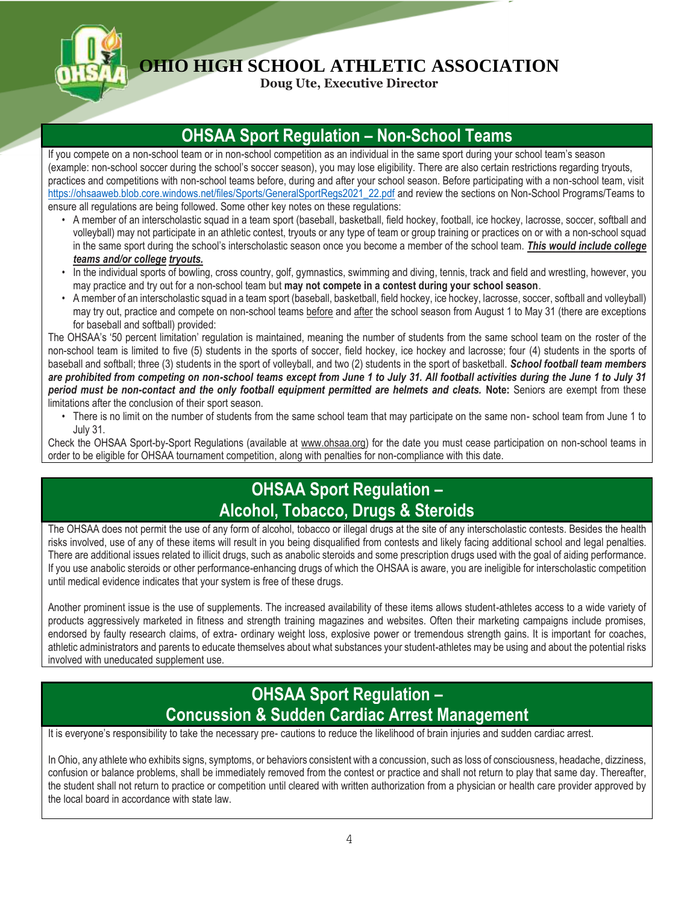# OHIO HIGH SCHOOL ATHLETIC ASSOCIATION

**Doug Ute, Executive Director**

## OHSAA Sport Regulation – Non-School Teams

If you compete on a non-school team or in non-school competition as an individual in the same sport during your school team's season (example: non-school soccer during the school's soccer season), you may lose eligibility. There are also certain restrictions regarding tryouts, practices and competitions with non-school teams before, during and after your school season. Before participating with a non-school team, visit [https://ohsaaweb.blob.core.windows.net/files/Sports/GeneralSportRegs2021_22.pdf](https://ohsaaweb.blob.core.windows.net/files/Sports/GeneralSportRegs2021_22.pdf) and review the sections on Non-School Programs/Teams to ensure all regulations are being followed. Some other key notes on these regulations:

- A member of an interscholastic squad in a team sport (baseball, basketball, field hockey, football, ice hockey, lacrosse, soccer, softball and volleyball) may not participate in an athletic contest, tryouts or any type of team or group training or practices on or with a non-school squad in the same sport during the school's interscholastic season once you become a member of the school team. ***This would include college teams and/or college tryouts.***
- In the individual sports of bowling, cross country, golf, gymnastics, swimming and diving, tennis, track and field and wrestling, however, you may practice and try out for a non-school team but **may not compete in a contest during your school season**.
- A member of an interscholastic squad in a team sport (baseball, basketball, field hockey, ice hockey, lacrosse, soccer, softball and volleyball) may try out, practice and compete on non-school teams before and after the school season from August 1 to May 31 (there are exceptions for baseball and softball) provided:

The OHSAA's '50 percent limitation' regulation is maintained, meaning the number of students from the same school team on the roster of the non-school team is limited to five (5) students in the sports of soccer, field hockey, ice hockey and lacrosse; four (4) students in the sports of baseball and softball; three (3) students in the sport of volleyball, and two (2) students in the sport of basketball. ***School football team members are prohibited from competing on non-school teams except from June 1 to July 31. All football activities during the June 1 to July 31 period must be non-contact and the only football equipment permitted are helmets and cleats.*** **Note:** Seniors are exempt from these limitations after the conclusion of their sport season.

- There is no limit on the number of students from the same school team that may participate on the same non- school team from June 1 to July 31.

Check the OHSAA Sport-by-Sport Regulations (available at www.ohsaa.org) for the date you must cease participation on non-school teams in order to be eligible for OHSAA tournament competition, along with penalties for non-compliance with this date.

## OHSAA Sport Regulation – Alcohol, Tobacco, Drugs & Steroids

The OHSAA does not permit the use of any form of alcohol, tobacco or illegal drugs at the site of any interscholastic contests. Besides the health risks involved, use of any of these items will result in you being disqualified from contests and likely facing additional school and legal penalties. There are additional issues related to illicit drugs, such as anabolic steroids and some prescription drugs used with the goal of aiding performance. If you use anabolic steroids or other performance-enhancing drugs of which the OHSAA is aware, you are ineligible for interscholastic competition until medical evidence indicates that your system is free of these drugs.

Another prominent issue is the use of supplements. The increased availability of these items allows student-athletes access to a wide variety of products aggressively marketed in fitness and strength training magazines and websites. Often their marketing campaigns include promises, endorsed by faulty research claims, of extra- ordinary weight loss, explosive power or tremendous strength gains. It is important for coaches, athletic administrators and parents to educate themselves about what substances your student-athletes may be using and about the potential risks involved with uneducated supplement use.

## OHSAA Sport Regulation – Concussion & Sudden Cardiac Arrest Management

It is everyone's responsibility to take the necessary pre- cautions to reduce the likelihood of brain injuries and sudden cardiac arrest.

In Ohio, any athlete who exhibits signs, symptoms, or behaviors consistent with a concussion, such as loss of consciousness, headache, dizziness, confusion or balance problems, shall be immediately removed from the contest or practice and shall not return to play that same day. Thereafter, the student shall not return to practice or competition until cleared with written authorization from a physician or health care provider approved by the local board in accordance with state law.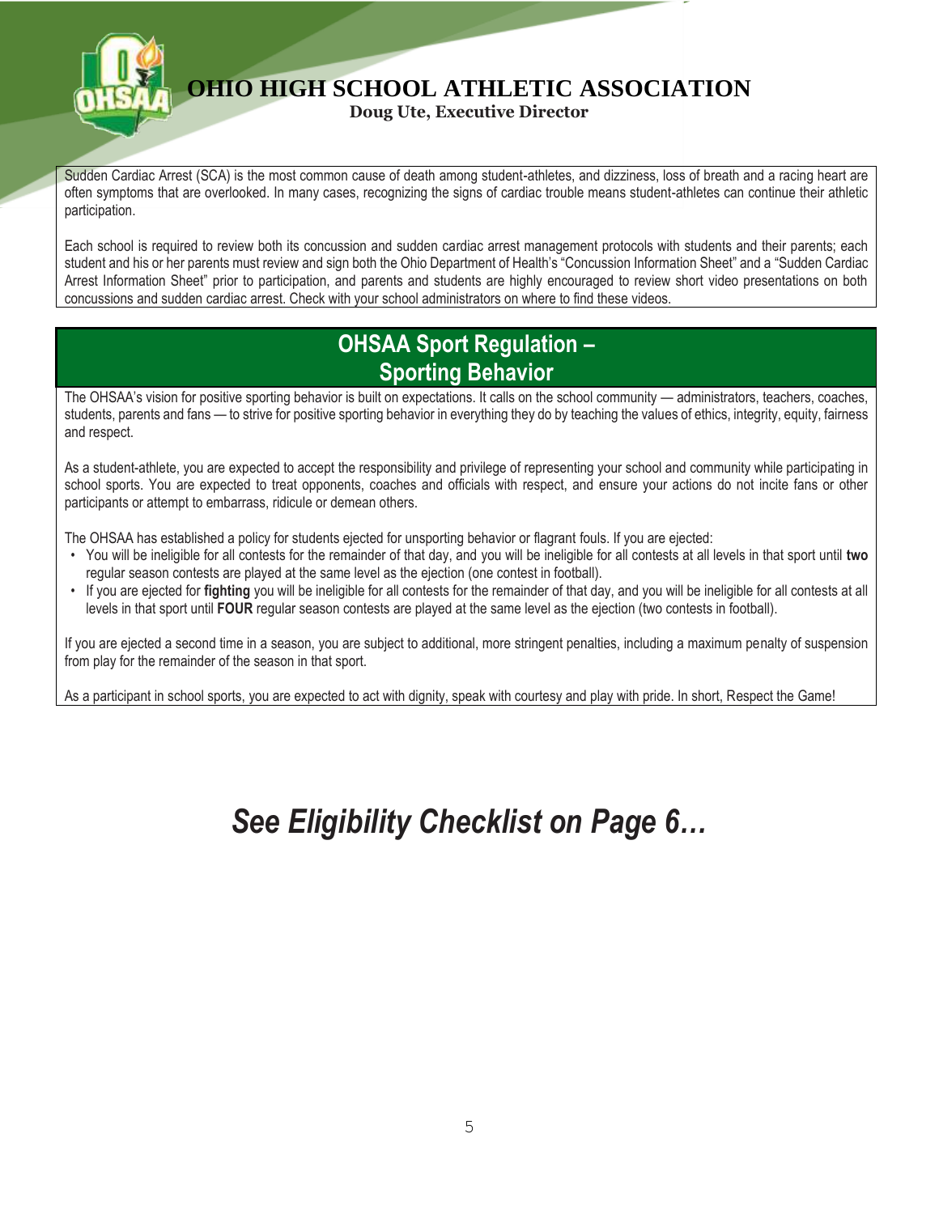# OHIO HIGH SCHOOL ATHLETIC ASSOCIATION

**Doug Ute, Executive Director**

Sudden Cardiac Arrest (SCA) is the most common cause of death among student-athletes, and dizziness, loss of breath and a racing heart are often symptoms that are overlooked. In many cases, recognizing the signs of cardiac trouble means student-athletes can continue their athletic participation.

Each school is required to review both its concussion and sudden cardiac arrest management protocols with students and their parents; each student and his or her parents must review and sign both the Ohio Department of Health's "Concussion Information Sheet" and a "Sudden Cardiac Arrest Information Sheet" prior to participation, and parents and students are highly encouraged to review short video presentations on both concussions and sudden cardiac arrest. Check with your school administrators on where to find these videos.

## OHSAA Sport Regulation – Sporting Behavior

The OHSAA's vision for positive sporting behavior is built on expectations. It calls on the school community — administrators, teachers, coaches, students, parents and fans — to strive for positive sporting behavior in everything they do by teaching the values of ethics, integrity, equity, fairness and respect.

As a student-athlete, you are expected to accept the responsibility and privilege of representing your school and community while participating in school sports. You are expected to treat opponents, coaches and officials with respect, and ensure your actions do not incite fans or other participants or attempt to embarrass, ridicule or demean others.

The OHSAA has established a policy for students ejected for unsporting behavior or flagrant fouls. If you are ejected:

- You will be ineligible for all contests for the remainder of that day, and you will be ineligible for all contests at all levels in that sport until **two** regular season contests are played at the same level as the ejection (one contest in football).
- If you are ejected for **fighting** you will be ineligible for all contests for the remainder of that day, and you will be ineligible for all contests at all levels in that sport until **FOUR** regular season contests are played at the same level as the ejection (two contests in football).

If you are ejected a second time in a season, you are subject to additional, more stringent penalties, including a maximum penalty of suspension from play for the remainder of the season in that sport.

As a participant in school sports, you are expected to act with dignity, speak with courtesy and play with pride. In short, Respect the Game!

## *See Eligibility Checklist on Page 6…*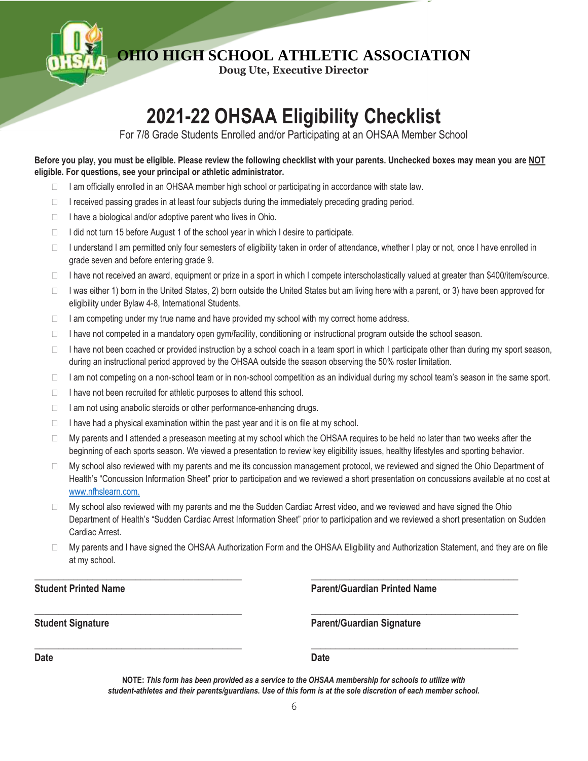**OHIO HIGH SCHOOL ATHLETIC ASSOCIATION**

**Doug Ute, Executive Director**

# 2021-22 OHSAA Eligibility Checklist

For 7/8 Grade Students Enrolled and/or Participating at an OHSAA Member School

**Before you play, you must be eligible. Please review the following checklist with your parents. Unchecked boxes may mean you are NOT eligible. For questions, see your principal or athletic administrator.**

- ☐ I am officially enrolled in an OHSAA member high school or participating in accordance with state law.
- ☐ I received passing grades in at least four subjects during the immediately preceding grading period.
- ☐ I have a biological and/or adoptive parent who lives in Ohio.
- ☐ I did not turn 15 before August 1 of the school year in which I desire to participate.
- ☐ I understand I am permitted only four semesters of eligibility taken in order of attendance, whether I play or not, once I have enrolled in grade seven and before entering grade 9.
- ☐ I have not received an award, equipment or prize in a sport in which I compete interscholastically valued at greater than $400/item/source.
- ☐ I was either 1) born in the United States, 2) born outside the United States but am living here with a parent, or 3) have been approved for eligibility under Bylaw 4-8, International Students.
- ☐ I am competing under my true name and have provided my school with my correct home address.
- ☐ I have not competed in a mandatory open gym/facility, conditioning or instructional program outside the school season.
- ☐ I have not been coached or provided instruction by a school coach in a team sport in which I participate other than during my sport season, during an instructional period approved by the OHSAA outside the season observing the 50% roster limitation.
- ☐ I am not competing on a non-school team or in non-school competition as an individual during my school team's season in the same sport.
- ☐ I have not been recruited for athletic purposes to attend this school.
- ☐ I am not using anabolic steroids or other performance-enhancing drugs.
- ☐ I have had a physical examination within the past year and it is on file at my school.
- ☐ My parents and I attended a preseason meeting at my school which the OHSAA requires to be held no later than two weeks after the beginning of each sports season. We viewed a presentation to review key eligibility issues, healthy lifestyles and sporting behavior.
- ☐ My school also reviewed with my parents and me its concussion management protocol, we reviewed and signed the Ohio Department of Health's "Concussion Information Sheet" prior to participation and we reviewed a short presentation on concussions available at no cost at www.nfhslearn.com.
- ☐ My school also reviewed with my parents and me the Sudden Cardiac Arrest video, and we reviewed and have signed the Ohio Department of Health's "Sudden Cardiac Arrest Information Sheet" prior to participation and we reviewed a short presentation on Sudden Cardiac Arrest.
- ☐ My parents and I have signed the OHSAA Authorization Form and the OHSAA Eligibility and Authorization Statement, and they are on file at my school.

\_\_\_\_\_\_\_\_\_\_\_\_\_\_\_\_\_\_\_\_\_\_\_\_\_\_\_\_\_\_\_\_\_\_\_\_\_\_\_\_\_\_

**Student Printed Name**

\_\_\_\_\_\_\_\_\_\_\_\_\_\_\_\_\_\_\_\_\_\_\_\_\_\_\_\_\_\_\_\_\_\_\_\_\_\_\_\_\_\_

**Student Signature**

\_\_\_\_\_\_\_\_\_\_\_\_\_\_\_\_\_\_\_\_\_\_\_\_\_\_\_\_\_\_\_\_\_\_\_\_\_\_\_\_\_\_

**Date**

\_\_\_\_\_\_\_\_\_\_\_\_\_\_\_\_\_\_\_\_\_\_\_\_\_\_\_\_\_\_\_\_\_\_\_\_\_\_\_\_\_\_

**Parent/Guardian Printed Name**

\_\_\_\_\_\_\_\_\_\_\_\_\_\_\_\_\_\_\_\_\_\_\_\_\_\_\_\_\_\_\_\_\_\_\_\_\_\_\_\_\_\_

**Parent/Guardian Signature**

\_\_\_\_\_\_\_\_\_\_\_\_\_\_\_\_\_\_\_\_\_\_\_\_\_\_\_\_\_\_\_\_\_\_\_\_\_\_\_\_\_\_

**Date**

**NOTE:** ***This form has been provided as a service to the OHSAA membership for schools to utilize with student-athletes and their parents/guardians. Use of this form is at the sole discretion of each member school.***